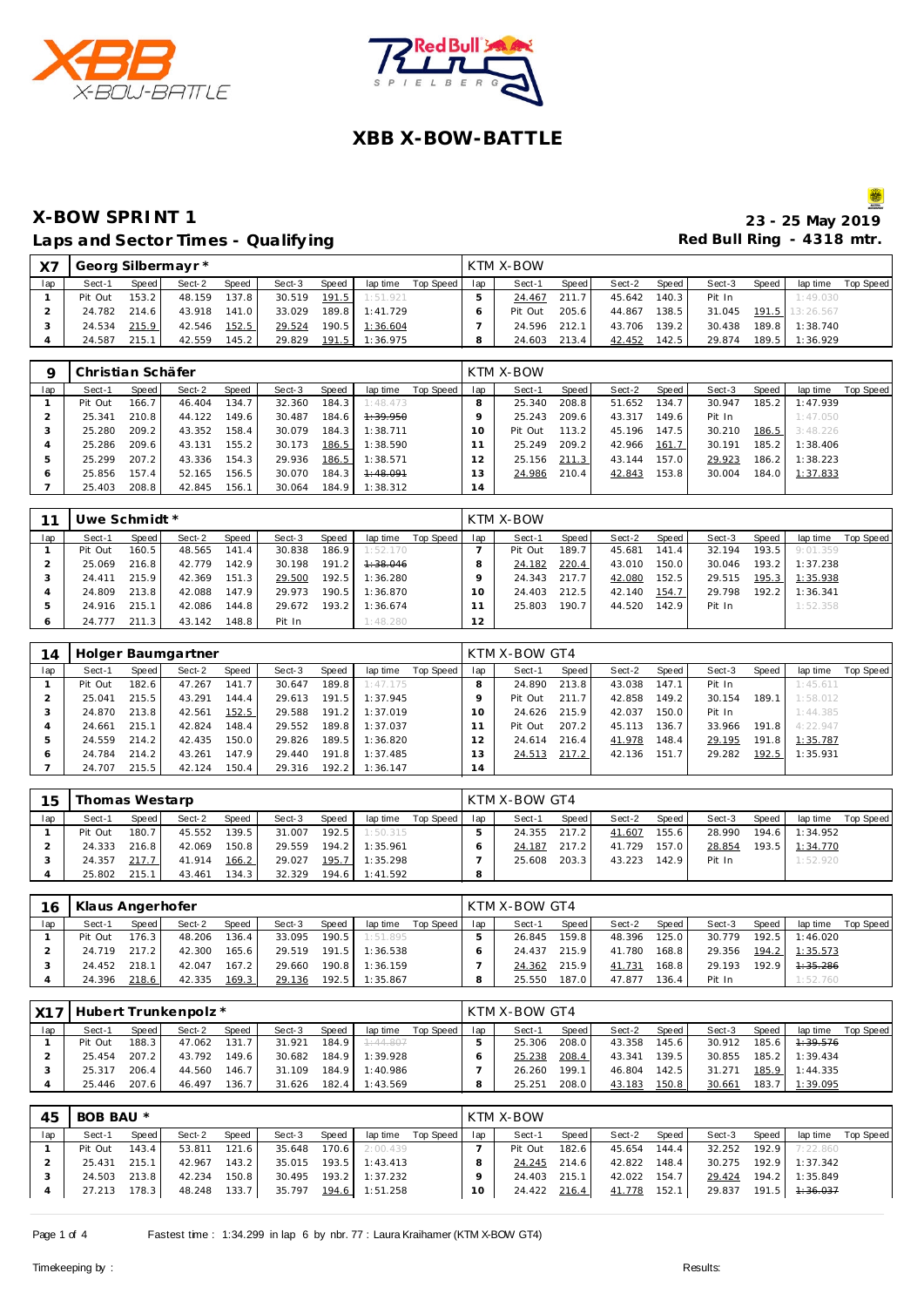# XBB X-BOW-BATTLE

## X-BOW SPRINT 1

**Laps and Sector Times - Qualifying**

**23 - 25 May 2019**

**Red Bull Ring - 4318 mtr.**

| X7 | Georg Silbermayr * | | | | | | | | KTM X-BOW | | | | | | | | |
|---|---|---|---|---|---|---|---|---|---|---|---|---|---|---|---|---|---|
| lap | Sect-1 | Speed | Sect-2 | Speed | Sect-3 | Speed | lap time | Top Speed | lap | Sect-1 | Speed | Sect-2 | Speed | Sect-3 | Speed | lap time | Top Speed |
| 1 | Pit Out | 153.2 | 48.159 | 137.8 | 30.519 | 191.5 | 1:51.921 | | 5 | 24.467 | 211.7 | 45.642 | 140.3 | Pit In | | 1:49.030 | |
| 2 | 24.782 | 214.6 | 43.918 | 141.0 | 33.029 | 189.8 | 1:41.729 | | 6 | Pit Out | 205.6 | 44.867 | 138.5 | 31.045 | 191.5 | 13:26.567 | |
| 3 | 24.534 | 215.9 | 42.546 | 152.5 | 29.524 | 190.5 | 1:36.604 | | 7 | 24.596 | 212.1 | 43.706 | 139.2 | 30.438 | 189.8 | 1:38.740 | |
| 4 | 24.587 | 215.1 | 42.559 | 145.2 | 29.829 | 191.5 | 1:36.975 | | 8 | 24.603 | 213.4 | 42.452 | 142.5 | 29.874 | 189.5 | 1:36.929 | |

| 9 | Christian Schäfer | | | | | | | | KTM X-BOW | | | | | | | | |
|---|---|---|---|---|---|---|---|---|---|---|---|---|---|---|---|---|---|
| lap | Sect-1 | Speed | Sect-2 | Speed | Sect-3 | Speed | lap time | Top Speed | lap | Sect-1 | Speed | Sect-2 | Speed | Sect-3 | Speed | lap time | Top Speed |
| 1 | Pit Out | 166.7 | 46.404 | 134.7 | 32.360 | 184.3 | 1:48.473 | | 8 | 25.340 | 208.8 | 51.652 | 134.7 | 30.947 | 185.2 | 1:47.939 | |
| 2 | 25.341 | 210.8 | 44.122 | 149.6 | 30.487 | 184.6 | ~~1:39.950~~ | | 9 | 25.243 | 209.6 | 43.317 | 149.6 | Pit In | | 1:47.050 | |
| 3 | 25.280 | 209.2 | 43.352 | 158.4 | 30.079 | 184.3 | 1:38.711 | | 10 | Pit Out | 113.2 | 45.196 | 147.5 | 30.210 | 186.5 | 3:48.226 | |
| 4 | 25.286 | 209.6 | 43.131 | 155.2 | 30.173 | 186.5 | 1:38.590 | | 11 | 25.249 | 209.2 | 42.966 | 161.7 | 30.191 | 185.2 | 1:38.406 | |
| 5 | 25.299 | 207.2 | 43.336 | 154.3 | 29.936 | 186.5 | 1:38.571 | | 12 | 25.156 | 211.3 | 43.144 | 157.0 | 29.923 | 186.2 | 1:38.223 | |
| 6 | 25.856 | 157.4 | 52.165 | 156.5 | 30.070 | 184.3 | ~~1:48.091~~ | | 13 | 24.986 | 210.4 | 42.843 | 153.8 | 30.004 | 184.0 | 1:37.833 | |
| 7 | 25.403 | 208.8 | 42.845 | 156.1 | 30.064 | 184.9 | 1:38.312 | | 14 | | | | | | | | |

| 11 | Uwe Schmidt * | | | | | | | | KTM X-BOW | | | | | | | | |
|---|---|---|---|---|---|---|---|---|---|---|---|---|---|---|---|---|---|
| lap | Sect-1 | Speed | Sect-2 | Speed | Sect-3 | Speed | lap time | Top Speed | lap | Sect-1 | Speed | Sect-2 | Speed | Sect-3 | Speed | lap time | Top Speed |
| 1 | Pit Out | 160.5 | 48.565 | 141.4 | 30.838 | 186.9 | 1:52.170 | | 7 | Pit Out | 189.7 | 45.681 | 141.4 | 32.194 | 193.5 | 9:01.359 | |
| 2 | 25.069 | 216.8 | 42.779 | 142.9 | 30.198 | 191.2 | ~~1:38.046~~ | | 8 | 24.182 | 220.4 | 43.010 | 150.0 | 30.046 | 193.2 | 1:37.238 | |
| 3 | 24.411 | 215.9 | 42.369 | 151.3 | 29.500 | 192.5 | 1:36.280 | | 9 | 24.343 | 217.7 | 42.080 | 152.5 | 29.515 | 195.3 | 1:35.938 | |
| 4 | 24.809 | 213.8 | 42.088 | 147.9 | 29.973 | 190.5 | 1:36.870 | | 10 | 24.403 | 212.5 | 42.140 | 154.7 | 29.798 | 192.2 | 1:36.341 | |
| 5 | 24.916 | 215.1 | 42.086 | 144.8 | 29.672 | 193.2 | 1:36.674 | | 11 | 25.803 | 190.7 | 44.520 | 142.9 | Pit In | | 1:52.358 | |
| 6 | 24.777 | 211.3 | 43.142 | 148.8 | Pit In | | 1:48.280 | | 12 | | | | | | | | |

| 14 | Holger Baumgartner | | | | | | | | KTM X-BOW GT4 | | | | | | | | |
|---|---|---|---|---|---|---|---|---|---|---|---|---|---|---|---|---|---|
| lap | Sect-1 | Speed | Sect-2 | Speed | Sect-3 | Speed | lap time | Top Speed | lap | Sect-1 | Speed | Sect-2 | Speed | Sect-3 | Speed | lap time | Top Speed |
| 1 | Pit Out | 182.6 | 47.267 | 141.7 | 30.647 | 189.8 | 1:47.175 | | 8 | 24.890 | 213.8 | 43.038 | 147.1 | Pit In | | 1:45.611 | |
| 2 | 25.041 | 215.5 | 43.291 | 144.4 | 29.613 | 191.5 | 1:37.945 | | 9 | Pit Out | 211.7 | 42.858 | 149.2 | 30.154 | 189.1 | 1:58.012 | |
| 3 | 24.870 | 213.8 | 42.561 | 152.5 | 29.588 | 191.2 | 1:37.019 | | 10 | 24.626 | 215.9 | 42.037 | 150.0 | Pit In | | 1:44.385 | |
| 4 | 24.661 | 215.1 | 42.824 | 148.4 | 29.552 | 189.8 | 1:37.037 | | 11 | Pit Out | 207.2 | 45.113 | 136.7 | 33.966 | 191.8 | 4:22.947 | |
| 5 | 24.559 | 214.2 | 42.435 | 150.0 | 29.826 | 189.5 | 1:36.820 | | 12 | 24.614 | 216.4 | 41.978 | 148.4 | 29.195 | 191.8 | 1:35.787 | |
| 6 | 24.784 | 214.2 | 43.261 | 147.9 | 29.440 | 191.8 | 1:37.485 | | 13 | 24.513 | 217.2 | 42.136 | 151.7 | 29.282 | 192.5 | 1:35.931 | |
| 7 | 24.707 | 215.5 | 42.124 | 150.4 | 29.316 | 192.2 | 1:36.147 | | 14 | | | | | | | | |

| 15 | Thomas Westarp | | | | | | | | KTM X-BOW GT4 | | | | | | | | |
|---|---|---|---|---|---|---|---|---|---|---|---|---|---|---|---|---|---|
| lap | Sect-1 | Speed | Sect-2 | Speed | Sect-3 | Speed | lap time | Top Speed | lap | Sect-1 | Speed | Sect-2 | Speed | Sect-3 | Speed | lap time | Top Speed |
| 1 | Pit Out | 180.7 | 45.552 | 139.5 | 31.007 | 192.5 | 1:50.315 | | 5 | 24.355 | 217.2 | 41.607 | 155.6 | 28.990 | 194.6 | 1:34.952 | |
| 2 | 24.333 | 216.8 | 42.069 | 150.8 | 29.559 | 194.2 | 1:35.961 | | 6 | 24.187 | 217.2 | 41.729 | 157.0 | 28.854 | 193.5 | 1:34.770 | |
| 3 | 24.357 | 217.7 | 41.914 | 166.2 | 29.027 | 195.7 | 1:35.298 | | 7 | 25.608 | 203.3 | 43.223 | 142.9 | Pit In | | 1:52.920 | |
| 4 | 25.802 | 215.1 | 43.461 | 134.3 | 32.329 | 194.6 | 1:41.592 | | 8 | | | | | | | | |

| 16 | Klaus Angerhofer | | | | | | | | KTM X-BOW GT4 | | | | | | | | |
|---|---|---|---|---|---|---|---|---|---|---|---|---|---|---|---|---|---|
| lap | Sect-1 | Speed | Sect-2 | Speed | Sect-3 | Speed | lap time | Top Speed | lap | Sect-1 | Speed | Sect-2 | Speed | Sect-3 | Speed | lap time | Top Speed |
| 1 | Pit Out | 176.3 | 48.206 | 136.4 | 33.095 | 190.5 | 1:51.895 | | 5 | 26.845 | 159.8 | 48.396 | 125.0 | 30.779 | 192.5 | 1:46.020 | |
| 2 | 24.719 | 217.2 | 42.300 | 165.6 | 29.519 | 191.5 | 1:36.538 | | 6 | 24.437 | 215.9 | 41.780 | 168.8 | 29.356 | 194.2 | 1:35.573 | |
| 3 | 24.452 | 218.1 | 42.047 | 167.2 | 29.660 | 190.8 | 1:36.159 | | 7 | 24.362 | 215.9 | 41.731 | 168.8 | 29.193 | 192.9 | ~~1:35.286~~ | |
| 4 | 24.396 | 218.6 | 42.335 | 169.3 | 29.136 | 192.5 | 1:35.867 | | 8 | 25.550 | 187.0 | 47.877 | 136.4 | Pit In | | 1:52.760 | |

| X17 | Hubert Trunkenpolz * | | | | | | | | KTM X-BOW GT4 | | | | | | | | |
|---|---|---|---|---|---|---|---|---|---|---|---|---|---|---|---|---|---|
| lap | Sect-1 | Speed | Sect-2 | Speed | Sect-3 | Speed | lap time | Top Speed | lap | Sect-1 | Speed | Sect-2 | Speed | Sect-3 | Speed | lap time | Top Speed |
| 1 | Pit Out | 188.3 | 47.062 | 131.7 | 31.921 | 184.9 | ~~1:44.807~~ | | 5 | 25.306 | 208.0 | 43.358 | 145.6 | 30.912 | 185.6 | ~~1:39.576~~ | |
| 2 | 25.454 | 207.2 | 43.792 | 149.6 | 30.682 | 184.9 | 1:39.928 | | 6 | 25.238 | 208.4 | 43.341 | 139.5 | 30.855 | 185.2 | 1:39.434 | |
| 3 | 25.317 | 206.4 | 44.560 | 146.7 | 31.109 | 184.9 | 1:40.986 | | 7 | 26.260 | 199.1 | 46.804 | 142.5 | 31.271 | 185.9 | 1:44.335 | |
| 4 | 25.446 | 207.6 | 46.497 | 136.7 | 31.626 | 182.4 | 1:43.569 | | 8 | 25.251 | 208.0 | 43.183 | 150.8 | 30.661 | 183.7 | 1:39.095 | |

| 45 | BOB BAU * | | | | | | | | KTM X-BOW | | | | | | | | |
|---|---|---|---|---|---|---|---|---|---|---|---|---|---|---|---|---|---|
| lap | Sect-1 | Speed | Sect-2 | Speed | Sect-3 | Speed | lap time | Top Speed | lap | Sect-1 | Speed | Sect-2 | Speed | Sect-3 | Speed | lap time | Top Speed |
| 1 | Pit Out | 143.4 | 53.811 | 121.6 | 35.648 | 170.6 | 2:00.439 | | 7 | Pit Out | 182.6 | 45.654 | 144.4 | 32.252 | 192.9 | 7:22.860 | |
| 2 | 25.431 | 215.1 | 42.967 | 143.2 | 35.015 | 193.5 | 1:43.413 | | 8 | 24.245 | 214.6 | 42.822 | 148.4 | 30.275 | 192.9 | 1:37.342 | |
| 3 | 24.503 | 213.8 | 42.234 | 150.8 | 30.495 | 193.2 | 1:37.232 | | 9 | 24.403 | 215.1 | 42.022 | 154.7 | 29.424 | 194.2 | 1:35.849 | |
| 4 | 27.213 | 178.3 | 48.248 | 133.7 | 35.797 | 194.6 | 1:51.258 | | 10 | 24.422 | 216.4 | 41.778 | 152.1 | 29.837 | 191.5 | ~~1:36.037~~ | |

Fastest time : 1:34.299 in lap 6 by nbr. 77 : Laura Kraihamer (KTM X-BOW GT4)

Timekeeping by : Results: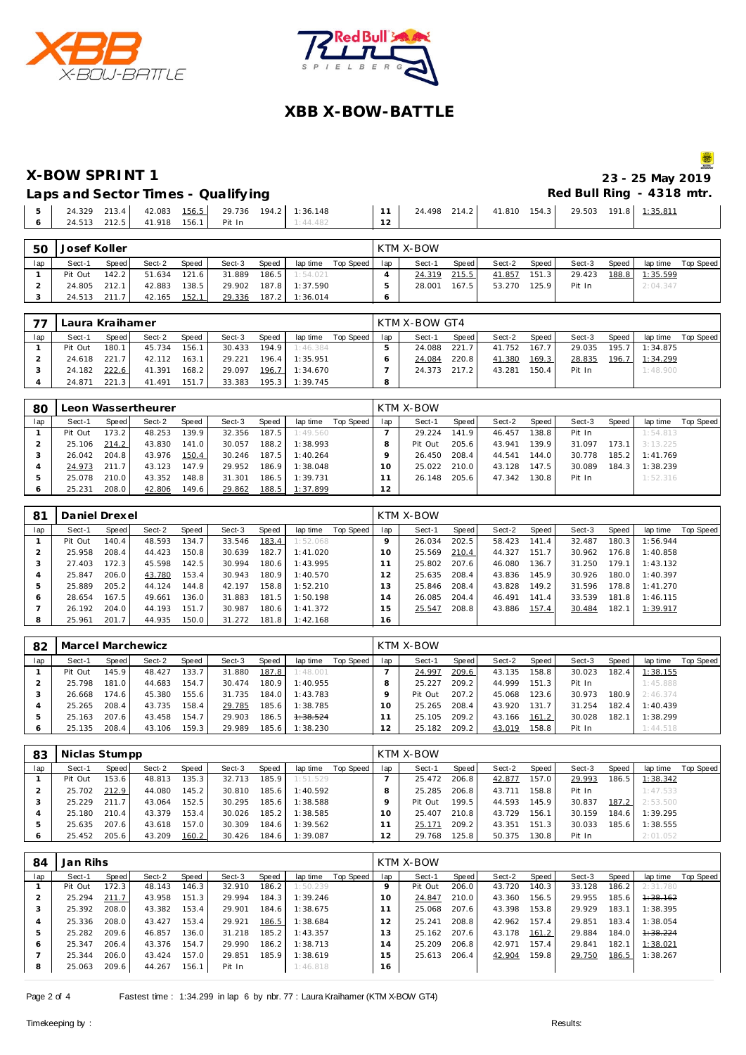# XBB X-BOW-BATTLE

## X-BOW SPRINT 1

**23 - 25 May 2019**

### Laps and Sector Times - Qualifying

**Red Bull Ring - 4318 mtr.**

| lap | Sect-1 | Speed | Sect-2 | Speed | Sect-3 | Speed | lap time | Top Speed | lap | Sect-1 | Speed | Sect-2 | Speed | Sect-3 | Speed | lap time | Top Speed |
|---|---|---|---|---|---|---|---|---|---|---|---|---|---|---|---|---|---|
| 5 | 24.329 | 213.4 | 42.083 | 156.5 | 29.736 | 194.2 | 1:36.148 | | 11 | 24.498 | 214.2 | 41.810 | 154.3 | 29.503 | 191.8 | 1:35.811 | |
| 6 | 24.513 | 212.5 | 41.918 | 156.1 | Pit In | | 1:44.482 | | 12 | | | | | | | | |

**50 Josef Koller** — KTM X-BOW

| lap | Sect-1 | Speed | Sect-2 | Speed | Sect-3 | Speed | lap time | Top Speed | lap | Sect-1 | Speed | Sect-2 | Speed | Sect-3 | Speed | lap time | Top Speed |
|---|---|---|---|---|---|---|---|---|---|---|---|---|---|---|---|---|---|
| 1 | Pit Out | 142.2 | 51.634 | 121.6 | 31.889 | 186.5 | 1:54.021 | | 4 | 24.319 | 215.5 | 41.857 | 151.3 | 29.423 | 188.8 | 1:35.599 | |
| 2 | 24.805 | 212.1 | 42.883 | 138.5 | 29.902 | 187.8 | 1:37.590 | | 5 | 28.001 | 167.5 | 53.270 | 125.9 | Pit In | | 2:04.347 | |
| 3 | 24.513 | 211.7 | 42.165 | 152.1 | 29.336 | 187.2 | 1:36.014 | | 6 | | | | | | | | |

**77 Laura Kraihamer** — KTM X-BOW GT4

| lap | Sect-1 | Speed | Sect-2 | Speed | Sect-3 | Speed | lap time | Top Speed | lap | Sect-1 | Speed | Sect-2 | Speed | Sect-3 | Speed | lap time | Top Speed |
|---|---|---|---|---|---|---|---|---|---|---|---|---|---|---|---|---|---|
| 1 | Pit Out | 180.1 | 45.734 | 156.1 | 30.433 | 194.9 | 1:46.384 | | 5 | 24.088 | 221.7 | 41.752 | 167.7 | 29.035 | 195.7 | 1:34.875 | |
| 2 | 24.618 | 221.7 | 42.112 | 163.1 | 29.221 | 196.4 | 1:35.951 | | 6 | 24.084 | 220.8 | 41.380 | 169.3 | 28.835 | 196.7 | 1:34.299 | |
| 3 | 24.182 | 222.6 | 41.391 | 168.2 | 29.097 | 196.7 | 1:34.670 | | 7 | 24.373 | 217.2 | 43.281 | 150.4 | Pit In | | 1:48.900 | |
| 4 | 24.871 | 221.3 | 41.491 | 151.7 | 33.383 | 195.3 | 1:39.745 | | 8 | | | | | | | | |

**80 Leon Wassertheurer** — KTM X-BOW

| lap | Sect-1 | Speed | Sect-2 | Speed | Sect-3 | Speed | lap time | Top Speed | lap | Sect-1 | Speed | Sect-2 | Speed | Sect-3 | Speed | lap time | Top Speed |
|---|---|---|---|---|---|---|---|---|---|---|---|---|---|---|---|---|---|
| 1 | Pit Out | 173.2 | 48.253 | 139.9 | 32.356 | 187.5 | 1:49.560 | | 7 | 29.224 | 141.9 | 46.457 | 138.8 | Pit In | | 1:54.813 | |
| 2 | 25.106 | 214.2 | 43.830 | 141.0 | 30.057 | 188.2 | 1:38.993 | | 8 | Pit Out | 205.6 | 43.941 | 139.9 | 31.097 | 173.1 | 3:13.225 | |
| 3 | 26.042 | 204.8 | 43.976 | 150.4 | 30.246 | 187.5 | 1:40.264 | | 9 | 26.450 | 208.4 | 44.541 | 144.0 | 30.778 | 185.2 | 1:41.769 | |
| 4 | 24.973 | 211.7 | 43.123 | 147.9 | 29.952 | 186.9 | 1:38.048 | | 10 | 25.022 | 210.0 | 43.128 | 147.5 | 30.089 | 184.3 | 1:38.239 | |
| 5 | 25.078 | 210.0 | 43.352 | 148.8 | 31.301 | 186.5 | 1:39.731 | | 11 | 26.148 | 205.6 | 47.342 | 130.8 | Pit In | | 1:52.316 | |
| 6 | 25.231 | 208.0 | 42.806 | 149.6 | 29.862 | 188.5 | 1:37.899 | | 12 | | | | | | | | |

**81 Daniel Drexel** — KTM X-BOW

| lap | Sect-1 | Speed | Sect-2 | Speed | Sect-3 | Speed | lap time | Top Speed | lap | Sect-1 | Speed | Sect-2 | Speed | Sect-3 | Speed | lap time | Top Speed |
|---|---|---|---|---|---|---|---|---|---|---|---|---|---|---|---|---|---|
| 1 | Pit Out | 140.4 | 48.593 | 134.7 | 33.546 | 183.4 | 1:52.068 | | 9 | 26.034 | 202.5 | 58.423 | 141.4 | 32.487 | 180.3 | 1:56.944 | |
| 2 | 25.958 | 208.4 | 44.423 | 150.8 | 30.639 | 182.7 | 1:41.020 | | 10 | 25.569 | 210.4 | 44.327 | 151.7 | 30.962 | 176.8 | 1:40.858 | |
| 3 | 27.403 | 172.3 | 45.598 | 142.5 | 30.994 | 180.6 | 1:43.995 | | 11 | 25.802 | 207.6 | 46.080 | 136.7 | 31.250 | 179.1 | 1:43.132 | |
| 4 | 25.847 | 206.0 | 43.780 | 153.4 | 30.943 | 180.9 | 1:40.570 | | 12 | 25.635 | 208.4 | 43.836 | 145.9 | 30.926 | 180.0 | 1:40.397 | |
| 5 | 25.889 | 205.2 | 44.124 | 144.8 | 42.197 | 158.8 | 1:52.210 | | 13 | 25.846 | 208.4 | 43.828 | 149.2 | 31.596 | 178.8 | 1:41.270 | |
| 6 | 28.654 | 167.5 | 49.661 | 136.0 | 31.883 | 181.5 | 1:50.198 | | 14 | 26.085 | 204.4 | 46.491 | 141.4 | 33.539 | 181.8 | 1:46.115 | |
| 7 | 26.192 | 204.0 | 44.193 | 151.7 | 30.987 | 180.6 | 1:41.372 | | 15 | 25.547 | 208.8 | 43.886 | 157.4 | 30.484 | 182.1 | 1:39.917 | |
| 8 | 25.961 | 201.7 | 44.935 | 150.0 | 31.272 | 181.8 | 1:42.168 | | 16 | | | | | | | | |

**82 Marcel Marchewicz** — KTM X-BOW

| lap | Sect-1 | Speed | Sect-2 | Speed | Sect-3 | Speed | lap time | Top Speed | lap | Sect-1 | Speed | Sect-2 | Speed | Sect-3 | Speed | lap time | Top Speed |
|---|---|---|---|---|---|---|---|---|---|---|---|---|---|---|---|---|---|
| 1 | Pit Out | 145.9 | 48.427 | 133.7 | 31.880 | 187.8 | 1:48.001 | | 7 | 24.997 | 209.6 | 43.135 | 158.8 | 30.023 | 182.4 | 1:38.155 | |
| 2 | 25.798 | 181.0 | 44.683 | 154.7 | 30.474 | 180.9 | 1:40.955 | | 8 | 25.227 | 209.2 | 44.999 | 151.3 | Pit In | | 1:45.888 | |
| 3 | 26.668 | 174.6 | 45.380 | 155.6 | 31.735 | 184.0 | 1:43.783 | | 9 | Pit Out | 207.2 | 45.068 | 123.6 | 30.973 | 180.9 | 2:46.374 | |
| 4 | 25.265 | 208.4 | 43.735 | 158.4 | 29.785 | 185.6 | 1:38.785 | | 10 | 25.265 | 208.4 | 43.920 | 131.7 | 31.254 | 182.4 | 1:40.439 | |
| 5 | 25.163 | 207.6 | 43.458 | 154.7 | 29.903 | 186.5 | ~~1:38.524~~ | | 11 | 25.105 | 209.2 | 43.166 | 161.2 | 30.028 | 182.1 | 1:38.299 | |
| 6 | 25.135 | 208.4 | 43.106 | 159.3 | 29.989 | 185.6 | 1:38.230 | | 12 | 25.182 | 209.2 | 43.019 | 158.8 | Pit In | | 1:44.518 | |

**83 Niclas Stumpp** — KTM X-BOW

| lap | Sect-1 | Speed | Sect-2 | Speed | Sect-3 | Speed | lap time | Top Speed | lap | Sect-1 | Speed | Sect-2 | Speed | Sect-3 | Speed | lap time | Top Speed |
|---|---|---|---|---|---|---|---|---|---|---|---|---|---|---|---|---|---|
| 1 | Pit Out | 153.6 | 48.813 | 135.3 | 32.713 | 185.9 | 1:51.529 | | 7 | 25.472 | 206.8 | 42.877 | 157.0 | 29.993 | 186.5 | 1:38.342 | |
| 2 | 25.702 | 212.9 | 44.080 | 145.2 | 30.810 | 185.6 | 1:40.592 | | 8 | 25.285 | 206.8 | 43.711 | 158.8 | Pit In | | 1:47.533 | |
| 3 | 25.229 | 211.7 | 43.064 | 152.5 | 30.295 | 185.6 | 1:38.588 | | 9 | Pit Out | 199.5 | 44.593 | 145.9 | 30.837 | 187.2 | 2:53.500 | |
| 4 | 25.180 | 210.4 | 43.379 | 153.4 | 30.026 | 185.2 | 1:38.585 | | 10 | 25.407 | 210.8 | 43.729 | 156.1 | 30.159 | 184.6 | 1:39.295 | |
| 5 | 25.635 | 207.6 | 43.618 | 157.0 | 30.309 | 184.6 | 1:39.562 | | 11 | 25.171 | 209.2 | 43.351 | 151.3 | 30.033 | 185.6 | 1:38.555 | |
| 6 | 25.452 | 205.6 | 43.209 | 160.2 | 30.426 | 184.6 | 1:39.087 | | 12 | 29.768 | 125.8 | 50.375 | 130.8 | Pit In | | 2:01.052 | |

**84 Jan Rihs** — KTM X-BOW

| lap | Sect-1 | Speed | Sect-2 | Speed | Sect-3 | Speed | lap time | Top Speed | lap | Sect-1 | Speed | Sect-2 | Speed | Sect-3 | Speed | lap time | Top Speed |
|---|---|---|---|---|---|---|---|---|---|---|---|---|---|---|---|---|---|
| 1 | Pit Out | 172.3 | 48.143 | 146.3 | 32.910 | 186.2 | 1:50.239 | | 9 | Pit Out | 206.0 | 43.720 | 140.3 | 33.128 | 186.2 | 2:31.780 | |
| 2 | 25.294 | 211.7 | 43.958 | 151.3 | 29.994 | 184.3 | 1:39.246 | | 10 | 24.847 | 210.0 | 43.360 | 156.5 | 29.955 | 185.6 | ~~1:38.162~~ | |
| 3 | 25.392 | 208.0 | 43.382 | 153.4 | 29.901 | 184.6 | 1:38.675 | | 11 | 25.068 | 207.6 | 43.398 | 153.8 | 29.929 | 183.1 | 1:38.395 | |
| 4 | 25.336 | 208.0 | 43.427 | 153.4 | 29.921 | 186.5 | 1:38.684 | | 12 | 25.241 | 208.8 | 42.962 | 157.4 | 29.851 | 183.4 | 1:38.054 | |
| 5 | 25.282 | 209.6 | 46.857 | 136.0 | 31.218 | 185.2 | 1:43.357 | | 13 | 25.162 | 207.6 | 43.178 | 161.2 | 29.884 | 184.0 | ~~1:38.224~~ | |
| 6 | 25.347 | 206.4 | 43.376 | 154.7 | 29.990 | 186.2 | 1:38.713 | | 14 | 25.209 | 206.8 | 42.971 | 157.4 | 29.841 | 182.1 | 1:38.021 | |
| 7 | 25.344 | 206.0 | 43.424 | 157.0 | 29.851 | 185.9 | 1:38.619 | | 15 | 25.613 | 206.4 | 42.904 | 159.8 | 29.750 | 186.5 | 1:38.267 | |
| 8 | 25.063 | 209.6 | 44.267 | 156.1 | Pit In | | 1:46.818 | | 16 | | | | | | | | |

Fastest time : 1:34.299 in lap 6 by nbr. 77 : Laura Kraihamer (KTM X-BOW GT4)

Timekeeping by : Results: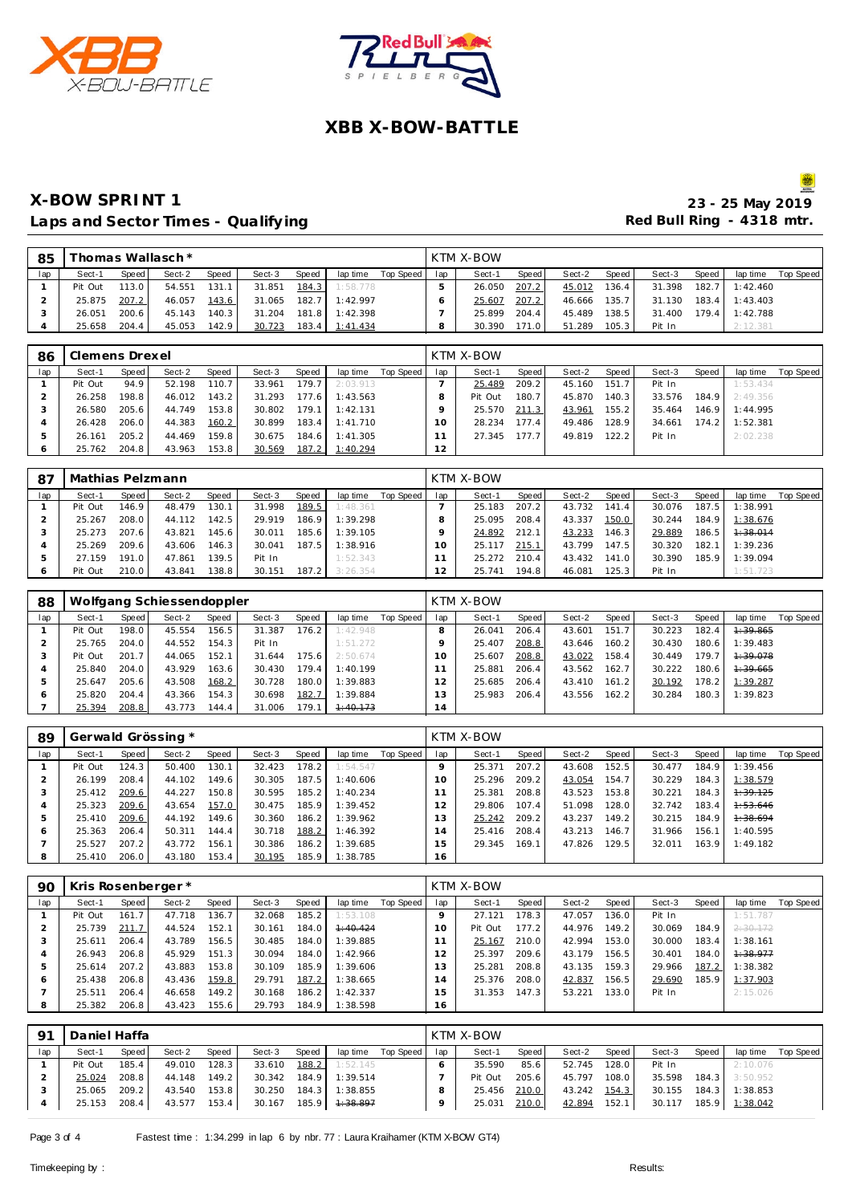# XBB X-BOW-BATTLE

## X-BOW SPRINT 1

**Laps and Sector Times - Qualifying**

**23 - 25 May 2019**

**Red Bull Ring - 4318 mtr.**

### 85 Thomas Wallasch * — KTM X-BOW

| lap | Sect-1 | Speed | Sect-2 | Speed | Sect-3 | Speed | lap time | Top Speed | lap | Sect-1 | Speed | Sect-2 | Speed | Sect-3 | Speed | lap time | Top Speed |
|---|---|---|---|---|---|---|---|---|---|---|---|---|---|---|---|---|---|
| 1 | Pit Out | 113.0 | 54.551 | 131.1 | 31.851 | 184.3 | 1:58.778 | | 5 | 26.050 | 207.2 | 45.012 | 136.4 | 31.398 | 182.7 | 1:42.460 | |
| 2 | 25.875 | 207.2 | 46.057 | 143.6 | 31.065 | 182.7 | 1:42.997 | | 6 | 25.607 | 207.2 | 46.666 | 135.7 | 31.130 | 183.4 | 1:43.403 | |
| 3 | 26.051 | 200.6 | 45.143 | 140.3 | 31.204 | 181.8 | 1:42.398 | | 7 | 25.899 | 204.4 | 45.489 | 138.5 | 31.400 | 179.4 | 1:42.788 | |
| 4 | 25.658 | 204.4 | 45.053 | 142.9 | 30.723 | 183.4 | 1:41.434 | | 8 | 30.390 | 171.0 | 51.289 | 105.3 | Pit In | | 2:12.381 | |

### 86 Clemens Drexel — KTM X-BOW

| lap | Sect-1 | Speed | Sect-2 | Speed | Sect-3 | Speed | lap time | Top Speed | lap | Sect-1 | Speed | Sect-2 | Speed | Sect-3 | Speed | lap time | Top Speed |
|---|---|---|---|---|---|---|---|---|---|---|---|---|---|---|---|---|---|
| 1 | Pit Out | 94.9 | 52.198 | 110.7 | 33.961 | 179.7 | 2:03.913 | | 7 | 25.489 | 209.2 | 45.160 | 151.7 | Pit In | | 1:53.434 | |
| 2 | 26.258 | 198.8 | 46.012 | 143.2 | 31.293 | 177.6 | 1:43.563 | | 8 | Pit Out | 180.7 | 45.870 | 140.3 | 33.576 | 184.9 | 2:49.356 | |
| 3 | 26.580 | 205.6 | 44.749 | 153.8 | 30.802 | 179.1 | 1:42.131 | | 9 | 25.570 | 211.3 | 43.961 | 155.2 | 35.464 | 146.9 | 1:44.995 | |
| 4 | 26.428 | 206.0 | 44.383 | 160.2 | 30.899 | 183.4 | 1:41.710 | | 10 | 28.234 | 177.4 | 49.486 | 128.9 | 34.661 | 174.2 | 1:52.381 | |
| 5 | 26.161 | 205.2 | 44.469 | 159.8 | 30.675 | 184.6 | 1:41.305 | | 11 | 27.345 | 177.7 | 49.819 | 122.2 | Pit In | | 2:02.238 | |
| 6 | 25.762 | 204.8 | 43.963 | 153.8 | 30.569 | 187.2 | 1:40.294 | | 12 | | | | | | | | |

### 87 Mathias Pelzmann — KTM X-BOW

| lap | Sect-1 | Speed | Sect-2 | Speed | Sect-3 | Speed | lap time | Top Speed | lap | Sect-1 | Speed | Sect-2 | Speed | Sect-3 | Speed | lap time | Top Speed |
|---|---|---|---|---|---|---|---|---|---|---|---|---|---|---|---|---|---|
| 1 | Pit Out | 146.9 | 48.479 | 130.1 | 31.998 | 189.5 | 1:48.361 | | 7 | 25.183 | 207.2 | 43.732 | 141.4 | 30.076 | 187.5 | 1:38.991 | |
| 2 | 25.267 | 208.0 | 44.112 | 142.5 | 29.919 | 186.9 | 1:39.298 | | 8 | 25.095 | 208.4 | 43.337 | 150.0 | 30.244 | 184.9 | 1:38.676 | |
| 3 | 25.273 | 207.6 | 43.821 | 145.6 | 30.011 | 185.6 | 1:39.105 | | 9 | 24.892 | 212.1 | 43.233 | 146.3 | 29.889 | 186.5 | 1:38.014 | |
| 4 | 25.269 | 209.6 | 43.606 | 146.3 | 30.041 | 187.5 | 1:38.916 | | 10 | 25.117 | 215.1 | 43.799 | 147.5 | 30.320 | 182.1 | 1:39.236 | |
| 5 | 27.159 | 191.0 | 47.861 | 139.5 | Pit In | | 1:52.343 | | 11 | 25.272 | 210.4 | 43.432 | 141.0 | 30.390 | 185.9 | 1:39.094 | |
| 6 | Pit Out | 210.0 | 43.841 | 138.8 | 30.151 | 187.2 | 3:26.354 | | 12 | 25.741 | 194.8 | 46.081 | 125.3 | Pit In | | 1:51.723 | |

### 88 Wolfgang Schiessendoppler — KTM X-BOW

| lap | Sect-1 | Speed | Sect-2 | Speed | Sect-3 | Speed | lap time | Top Speed | lap | Sect-1 | Speed | Sect-2 | Speed | Sect-3 | Speed | lap time | Top Speed |
|---|---|---|---|---|---|---|---|---|---|---|---|---|---|---|---|---|---|
| 1 | Pit Out | 198.0 | 45.554 | 156.5 | 31.387 | 176.2 | 1:42.948 | | 8 | 26.041 | 206.4 | 43.601 | 151.7 | 30.223 | 182.4 | 1:39.865 | |
| 2 | 25.765 | 204.0 | 44.552 | 154.3 | Pit In | | 1:51.272 | | 9 | 25.407 | 208.8 | 43.646 | 160.2 | 30.430 | 180.6 | 1:39.483 | |
| 3 | Pit Out | 201.7 | 44.065 | 152.1 | 31.644 | 175.6 | 2:50.674 | | 10 | 25.607 | 208.8 | 43.022 | 158.4 | 30.449 | 179.7 | 1:39.078 | |
| 4 | 25.840 | 204.0 | 43.929 | 163.6 | 30.430 | 179.4 | 1:40.199 | | 11 | 25.881 | 206.4 | 43.562 | 162.7 | 30.222 | 180.6 | 1:39.665 | |
| 5 | 25.647 | 205.6 | 43.508 | 168.2 | 30.728 | 180.0 | 1:39.883 | | 12 | 25.685 | 206.4 | 43.410 | 161.2 | 30.192 | 178.2 | 1:39.287 | |
| 6 | 25.820 | 204.4 | 43.366 | 154.3 | 30.698 | 182.7 | 1:39.884 | | 13 | 25.983 | 206.4 | 43.556 | 162.2 | 30.284 | 180.3 | 1:39.823 | |
| 7 | 25.394 | 208.8 | 43.773 | 144.4 | 31.006 | 179.1 | 1:40.173 | | 14 | | | | | | | | |

### 89 Gerwald Grössing * — KTM X-BOW

| lap | Sect-1 | Speed | Sect-2 | Speed | Sect-3 | Speed | lap time | Top Speed | lap | Sect-1 | Speed | Sect-2 | Speed | Sect-3 | Speed | lap time | Top Speed |
|---|---|---|---|---|---|---|---|---|---|---|---|---|---|---|---|---|---|
| 1 | Pit Out | 124.3 | 50.400 | 130.1 | 32.423 | 178.2 | 1:54.547 | | 9 | 25.371 | 207.2 | 43.608 | 152.5 | 30.477 | 184.9 | 1:39.456 | |
| 2 | 26.199 | 208.4 | 44.102 | 149.6 | 30.305 | 187.5 | 1:40.606 | | 10 | 25.296 | 209.2 | 43.054 | 154.7 | 30.229 | 184.3 | 1:38.579 | |
| 3 | 25.412 | 209.6 | 44.227 | 150.8 | 30.595 | 185.2 | 1:40.234 | | 11 | 25.381 | 208.8 | 43.523 | 153.8 | 30.221 | 184.3 | 1:39.125 | |
| 4 | 25.323 | 209.6 | 43.654 | 157.0 | 30.475 | 185.9 | 1:39.452 | | 12 | 29.806 | 107.4 | 51.098 | 128.0 | 32.742 | 183.4 | 1:53.646 | |
| 5 | 25.410 | 209.6 | 44.192 | 149.6 | 30.360 | 186.2 | 1:39.962 | | 13 | 25.242 | 209.2 | 43.237 | 149.2 | 30.215 | 184.9 | 1:38.694 | |
| 6 | 25.363 | 206.4 | 50.311 | 144.4 | 30.718 | 188.2 | 1:46.392 | | 14 | 25.416 | 208.4 | 43.213 | 146.7 | 31.966 | 156.1 | 1:40.595 | |
| 7 | 25.527 | 207.2 | 43.772 | 156.1 | 30.386 | 186.2 | 1:39.685 | | 15 | 29.345 | 169.1 | 47.826 | 129.5 | 32.011 | 163.9 | 1:49.182 | |
| 8 | 25.410 | 206.0 | 43.180 | 153.4 | 30.195 | 185.9 | 1:38.785 | | 16 | | | | | | | | |

### 90 Kris Rosenberger * — KTM X-BOW

| lap | Sect-1 | Speed | Sect-2 | Speed | Sect-3 | Speed | lap time | Top Speed | lap | Sect-1 | Speed | Sect-2 | Speed | Sect-3 | Speed | lap time | Top Speed |
|---|---|---|---|---|---|---|---|---|---|---|---|---|---|---|---|---|---|
| 1 | Pit Out | 161.7 | 47.718 | 136.7 | 32.068 | 185.2 | 1:53.108 | | 9 | 27.121 | 178.3 | 47.057 | 136.0 | Pit In | | 1:51.787 | |
| 2 | 25.739 | 211.7 | 44.524 | 152.1 | 30.161 | 184.0 | 1:40.424 | | 10 | Pit Out | 177.2 | 44.976 | 149.2 | 30.069 | 184.9 | 2:30.172 | |
| 3 | 25.611 | 206.4 | 43.789 | 156.5 | 30.485 | 184.0 | 1:39.885 | | 11 | 25.167 | 210.0 | 42.994 | 153.0 | 30.000 | 183.4 | 1:38.161 | |
| 4 | 26.943 | 206.8 | 45.929 | 151.3 | 30.094 | 184.0 | 1:42.966 | | 12 | 25.397 | 209.6 | 43.179 | 156.5 | 30.401 | 184.0 | 1:38.977 | |
| 5 | 25.614 | 207.2 | 43.883 | 153.8 | 30.109 | 185.9 | 1:39.606 | | 13 | 25.281 | 208.8 | 43.135 | 159.3 | 29.966 | 187.2 | 1:38.382 | |
| 6 | 25.438 | 206.8 | 43.436 | 159.8 | 29.791 | 187.2 | 1:38.665 | | 14 | 25.376 | 208.0 | 42.837 | 156.5 | 29.690 | 185.9 | 1:37.903 | |
| 7 | 25.511 | 206.4 | 46.658 | 149.2 | 30.168 | 186.2 | 1:42.337 | | 15 | 31.353 | 147.3 | 53.221 | 133.0 | Pit In | | 2:15.026 | |
| 8 | 25.382 | 206.8 | 43.423 | 155.6 | 29.793 | 184.9 | 1:38.598 | | 16 | | | | | | | | |

### 91 Daniel Haffa — KTM X-BOW

| lap | Sect-1 | Speed | Sect-2 | Speed | Sect-3 | Speed | lap time | Top Speed | lap | Sect-1 | Speed | Sect-2 | Speed | Sect-3 | Speed | lap time | Top Speed |
|---|---|---|---|---|---|---|---|---|---|---|---|---|---|---|---|---|---|
| 1 | Pit Out | 185.4 | 49.010 | 128.3 | 33.610 | 188.2 | 1:52.145 | | 6 | 35.590 | 85.6 | 52.745 | 128.0 | Pit In | | 2:10.076 | |
| 2 | 25.024 | 208.8 | 44.148 | 149.2 | 30.342 | 184.9 | 1:39.514 | | 7 | Pit Out | 205.6 | 45.797 | 108.0 | 35.598 | 184.3 | 3:50.952 | |
| 3 | 25.065 | 209.2 | 43.540 | 153.8 | 30.250 | 184.3 | 1:38.855 | | 8 | 25.456 | 210.0 | 43.242 | 154.3 | 30.155 | 184.3 | 1:38.853 | |
| 4 | 25.153 | 208.4 | 43.577 | 153.4 | 30.167 | 185.9 | 1:38.897 | | 9 | 25.031 | 210.0 | 42.894 | 152.1 | 30.117 | 185.9 | 1:38.042 | |

Fastest time : 1:34.299 in lap 6 by nbr. 77 : Laura Kraihamer (KTM X-BOW GT4)

Timekeeping by : Results: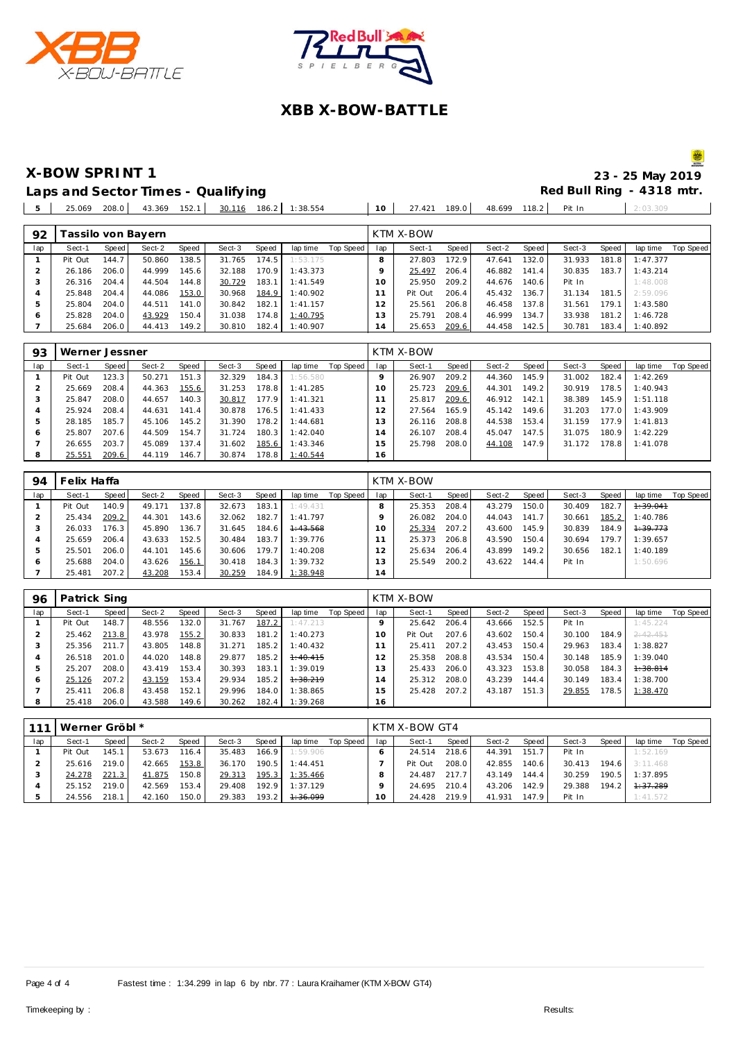# XBB X-BOW-BATTLE

## X-BOW SPRINT 1

**23 - 25 May 2019**

### Laps and Sector Times - Qualifying

**Red Bull Ring - 4318 mtr.**

| 5 | 25.069 | 208.0 | 43.369 | 152.1 | 30.116 | 186.2 | 1:38.554 | | 10 | 27.421 | 189.0 | 48.699 | 118.2 | Pit In | | 2:03.309 | |
|---|---|---|---|---|---|---|---|---|---|---|---|---|---|---|---|---|---|

| 92 | Tassilo von Bayern | | | | | | | | KTM X-BOW | | | | | | | | |
|---|---|---|---|---|---|---|---|---|---|---|---|---|---|---|---|---|---|
| lap | Sect-1 | Speed | Sect-2 | Speed | Sect-3 | Speed | lap time | Top Speed | lap | Sect-1 | Speed | Sect-2 | Speed | Sect-3 | Speed | lap time | Top Speed |
| 1 | Pit Out | 144.7 | 50.860 | 138.5 | 31.765 | 174.5 | 1:53.175 | | 8 | 27.803 | 172.9 | 47.641 | 132.0 | 31.933 | 181.8 | 1:47.377 | |
| 2 | 26.186 | 206.0 | 44.999 | 145.6 | 32.188 | 170.9 | 1:43.373 | | 9 | 25.497 | 206.4 | 46.882 | 141.4 | 30.835 | 183.7 | 1:43.214 | |
| 3 | 26.316 | 204.4 | 44.504 | 144.8 | 30.729 | 183.1 | 1:41.549 | | 10 | 25.950 | 209.2 | 44.676 | 140.6 | Pit In | | 1:48.008 | |
| 4 | 25.848 | 204.4 | 44.086 | 153.0 | 30.968 | 184.9 | 1:40.902 | | 11 | Pit Out | 206.4 | 45.432 | 136.7 | 31.134 | 181.5 | 2:59.096 | |
| 5 | 25.804 | 204.0 | 44.511 | 141.0 | 30.842 | 182.1 | 1:41.157 | | 12 | 25.561 | 206.8 | 46.458 | 137.8 | 31.561 | 179.1 | 1:43.580 | |
| 6 | 25.828 | 204.0 | 43.929 | 150.4 | 31.038 | 174.8 | 1:40.795 | | 13 | 25.791 | 208.4 | 46.999 | 134.7 | 33.938 | 181.2 | 1:46.728 | |
| 7 | 25.684 | 206.0 | 44.413 | 149.2 | 30.810 | 182.4 | 1:40.907 | | 14 | 25.653 | 209.6 | 44.458 | 142.5 | 30.781 | 183.4 | 1:40.892 | |

| 93 | Werner Jessner | | | | | | | | KTM X-BOW | | | | | | | | |
|---|---|---|---|---|---|---|---|---|---|---|---|---|---|---|---|---|---|
| lap | Sect-1 | Speed | Sect-2 | Speed | Sect-3 | Speed | lap time | Top Speed | lap | Sect-1 | Speed | Sect-2 | Speed | Sect-3 | Speed | lap time | Top Speed |
| 1 | Pit Out | 123.3 | 50.271 | 151.3 | 32.329 | 184.3 | 1:56.580 | | 9 | 26.907 | 209.2 | 44.360 | 145.9 | 31.002 | 182.4 | 1:42.269 | |
| 2 | 25.669 | 208.4 | 44.363 | 155.6 | 31.253 | 178.8 | 1:41.285 | | 10 | 25.723 | 209.6 | 44.301 | 149.2 | 30.919 | 178.5 | 1:40.943 | |
| 3 | 25.847 | 208.0 | 44.657 | 140.3 | 30.817 | 177.9 | 1:41.321 | | 11 | 25.817 | 209.6 | 46.912 | 142.1 | 38.389 | 145.9 | 1:51.118 | |
| 4 | 25.924 | 208.4 | 44.631 | 141.4 | 30.878 | 176.5 | 1:41.433 | | 12 | 27.564 | 165.9 | 45.142 | 149.6 | 31.203 | 177.0 | 1:43.909 | |
| 5 | 28.185 | 185.7 | 45.106 | 145.2 | 31.390 | 178.2 | 1:44.681 | | 13 | 26.116 | 208.8 | 44.538 | 153.4 | 31.159 | 177.9 | 1:41.813 | |
| 6 | 25.807 | 207.6 | 44.509 | 154.7 | 31.724 | 180.3 | 1:42.040 | | 14 | 26.107 | 208.4 | 45.047 | 147.5 | 31.075 | 180.9 | 1:42.229 | |
| 7 | 26.655 | 203.7 | 45.089 | 137.4 | 31.602 | 185.6 | 1:43.346 | | 15 | 25.798 | 208.0 | 44.108 | 147.9 | 31.172 | 178.8 | 1:41.078 | |
| 8 | 25.551 | 209.6 | 44.119 | 146.7 | 30.874 | 178.8 | 1:40.544 | | 16 | | | | | | | | |

| 94 | Felix Haffa | | | | | | | | KTM X-BOW | | | | | | | | |
|---|---|---|---|---|---|---|---|---|---|---|---|---|---|---|---|---|---|
| lap | Sect-1 | Speed | Sect-2 | Speed | Sect-3 | Speed | lap time | Top Speed | lap | Sect-1 | Speed | Sect-2 | Speed | Sect-3 | Speed | lap time | Top Speed |
| 1 | Pit Out | 140.9 | 49.171 | 137.8 | 32.673 | 183.1 | 1:49.431 | | 8 | 25.353 | 208.4 | 43.279 | 150.0 | 30.409 | 182.7 | 1:39.041 | |
| 2 | 25.434 | 209.2 | 44.301 | 143.6 | 32.062 | 182.7 | 1:41.797 | | 9 | 26.082 | 204.0 | 44.043 | 141.7 | 30.661 | 185.2 | 1:40.786 | |
| 3 | 26.033 | 176.3 | 45.890 | 136.7 | 31.645 | 184.6 | 1:43.568 | | 10 | 25.334 | 207.2 | 43.600 | 145.9 | 30.839 | 184.9 | 1:39.773 | |
| 4 | 25.659 | 206.4 | 43.633 | 152.5 | 30.484 | 183.7 | 1:39.776 | | 11 | 25.373 | 206.8 | 43.590 | 150.4 | 30.694 | 179.7 | 1:39.657 | |
| 5 | 25.501 | 206.0 | 44.101 | 145.6 | 30.606 | 179.7 | 1:40.208 | | 12 | 25.634 | 206.4 | 43.899 | 149.2 | 30.656 | 182.1 | 1:40.189 | |
| 6 | 25.688 | 204.0 | 43.626 | 156.1 | 30.418 | 184.3 | 1:39.732 | | 13 | 25.549 | 200.2 | 43.622 | 144.4 | Pit In | | 1:50.696 | |
| 7 | 25.481 | 207.2 | 43.208 | 153.4 | 30.259 | 184.9 | 1:38.948 | | 14 | | | | | | | | |

| 96 | Patrick Sing | | | | | | | | KTM X-BOW | | | | | | | | |
|---|---|---|---|---|---|---|---|---|---|---|---|---|---|---|---|---|---|
| lap | Sect-1 | Speed | Sect-2 | Speed | Sect-3 | Speed | lap time | Top Speed | lap | Sect-1 | Speed | Sect-2 | Speed | Sect-3 | Speed | lap time | Top Speed |
| 1 | Pit Out | 148.7 | 48.556 | 132.0 | 31.767 | 187.2 | 1:47.213 | | 9 | 25.642 | 206.4 | 43.666 | 152.5 | Pit In | | 1:45.224 | |
| 2 | 25.462 | 213.8 | 43.978 | 155.2 | 30.833 | 181.2 | 1:40.273 | | 10 | Pit Out | 207.6 | 43.602 | 150.4 | 30.100 | 184.9 | 2:42.451 | |
| 3 | 25.356 | 211.7 | 43.805 | 148.8 | 31.271 | 185.2 | 1:40.432 | | 11 | 25.411 | 207.2 | 43.453 | 150.4 | 29.963 | 183.4 | 1:38.827 | |
| 4 | 26.518 | 201.0 | 44.020 | 148.8 | 29.877 | 185.2 | 1:40.415 | | 12 | 25.358 | 208.8 | 43.534 | 150.4 | 30.148 | 185.9 | 1:39.040 | |
| 5 | 25.207 | 208.0 | 43.419 | 153.4 | 30.393 | 183.1 | 1:39.019 | | 13 | 25.433 | 206.0 | 43.323 | 153.8 | 30.058 | 184.3 | 1:38.814 | |
| 6 | 25.126 | 207.2 | 43.159 | 153.4 | 29.934 | 185.2 | 1:38.219 | | 14 | 25.312 | 208.0 | 43.239 | 144.4 | 30.149 | 183.4 | 1:38.700 | |
| 7 | 25.411 | 206.8 | 43.458 | 152.1 | 29.996 | 184.0 | 1:38.865 | | 15 | 25.428 | 207.2 | 43.187 | 151.3 | 29.855 | 178.5 | 1:38.470 | |
| 8 | 25.418 | 206.0 | 43.588 | 149.6 | 30.262 | 182.4 | 1:39.268 | | 16 | | | | | | | | |

| 111 | Werner Gröbl * | | | | | | | | KTM X-BOW GT4 | | | | | | | | |
|---|---|---|---|---|---|---|---|---|---|---|---|---|---|---|---|---|---|
| lap | Sect-1 | Speed | Sect-2 | Speed | Sect-3 | Speed | lap time | Top Speed | lap | Sect-1 | Speed | Sect-2 | Speed | Sect-3 | Speed | lap time | Top Speed |
| 1 | Pit Out | 145.1 | 53.673 | 116.4 | 35.483 | 166.9 | 1:59.906 | | 6 | 24.514 | 218.6 | 44.391 | 151.7 | Pit In | | 1:52.169 | |
| 2 | 25.616 | 219.0 | 42.665 | 153.8 | 36.170 | 190.5 | 1:44.451 | | 7 | Pit Out | 208.0 | 42.855 | 140.6 | 30.413 | 194.6 | 3:11.468 | |
| 3 | 24.278 | 221.3 | 41.875 | 150.8 | 29.313 | 195.3 | 1:35.466 | | 8 | 24.487 | 217.7 | 43.149 | 144.4 | 30.259 | 190.5 | 1:37.895 | |
| 4 | 25.152 | 219.0 | 42.569 | 153.4 | 29.408 | 192.9 | 1:37.129 | | 9 | 24.695 | 210.4 | 43.206 | 142.9 | 29.388 | 194.2 | 1:37.289 | |
| 5 | 24.556 | 218.1 | 42.160 | 150.0 | 29.383 | 193.2 | 1:36.099 | | 10 | 24.428 | 219.9 | 41.931 | 147.9 | Pit In | | 1:41.572 | |

Fastest time : 1:34.299 in lap 6 by nbr. 77 : Laura Kraihamer (KTM X-BOW GT4)

Timekeeping by : Results: